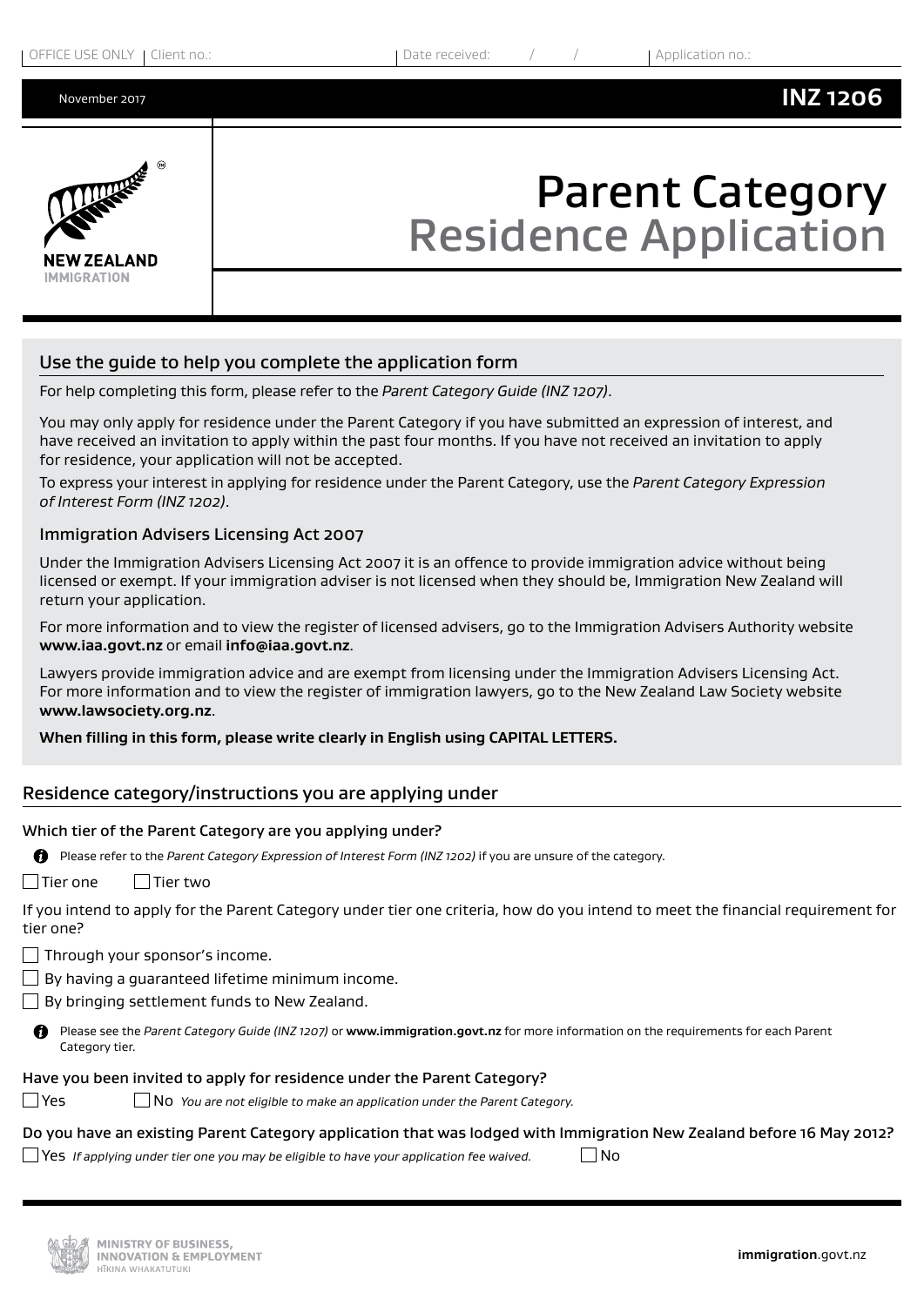OFFICE USE ONLY | Client no.: | Date received: / / | Application no.:

November 2017 **INZ 1206**

# Parent Category Residence Application

## Use the guide to help you complete the application form

For help completing this form, please refer to the *Parent Category Guide (INZ 1207)*.

You may only apply for residence under the Parent Category if you have submitted an expression of interest, and have received an invitation to apply within the past four months. If you have not received an invitation to apply for residence, your application will not be accepted.

To express your interest in applying for residence under the Parent Category, use the *Parent Category Expression of Interest Form (INZ 1202)*.

### Immigration Advisers Licensing Act 2007

Under the Immigration Advisers Licensing Act 2007 it is an offence to provide immigration advice without being licensed or exempt. If your immigration adviser is not licensed when they should be, Immigration New Zealand will return your application.

For more information and to view the register of licensed advisers, go to the Immigration Advisers Authority website **www.iaa.govt.nz** or email **info@iaa.govt.nz**.

Lawyers provide immigration advice and are exempt from licensing under the Immigration Advisers Licensing Act. For more information and to view the register of immigration lawyers, go to the New Zealand Law Society website **www.lawsociety.org.nz**.

**When filling in this form, please write clearly in English using CAPITAL LETTERS.**

## Residence category/instructions you are applying under

**Which tier of the Parent Category are you applying under?**

Please refer to the *Parent Category Expression of Interest Form (INZ 1202)* if you are unsure of the category.

- ☐ Tier one
- ☐ Tier two

If you intend to apply for the Parent Category under tier one criteria, how do you intend to meet the financial requirement for tier one?

- ☐ Through your sponsor's income.
- ☐ By having a guaranteed lifetime minimum income.
- ☐ By bringing settlement funds to New Zealand.

Please see the *Parent Category Guide (INZ 1207)* or **www.immigration.govt.nz** for more information on the requirements for each Parent Category tier.

**Have you been invited to apply for residence under the Parent Category?**

- ☐ Yes
- ☐ No *You are not eligible to make an application under the Parent Category.*

**Do you have an existing Parent Category application that was lodged with Immigration New Zealand before 16 May 2012?**

- ☐ Yes *If applying under tier one you may be eligible to have your application fee waived.*
- ☐ No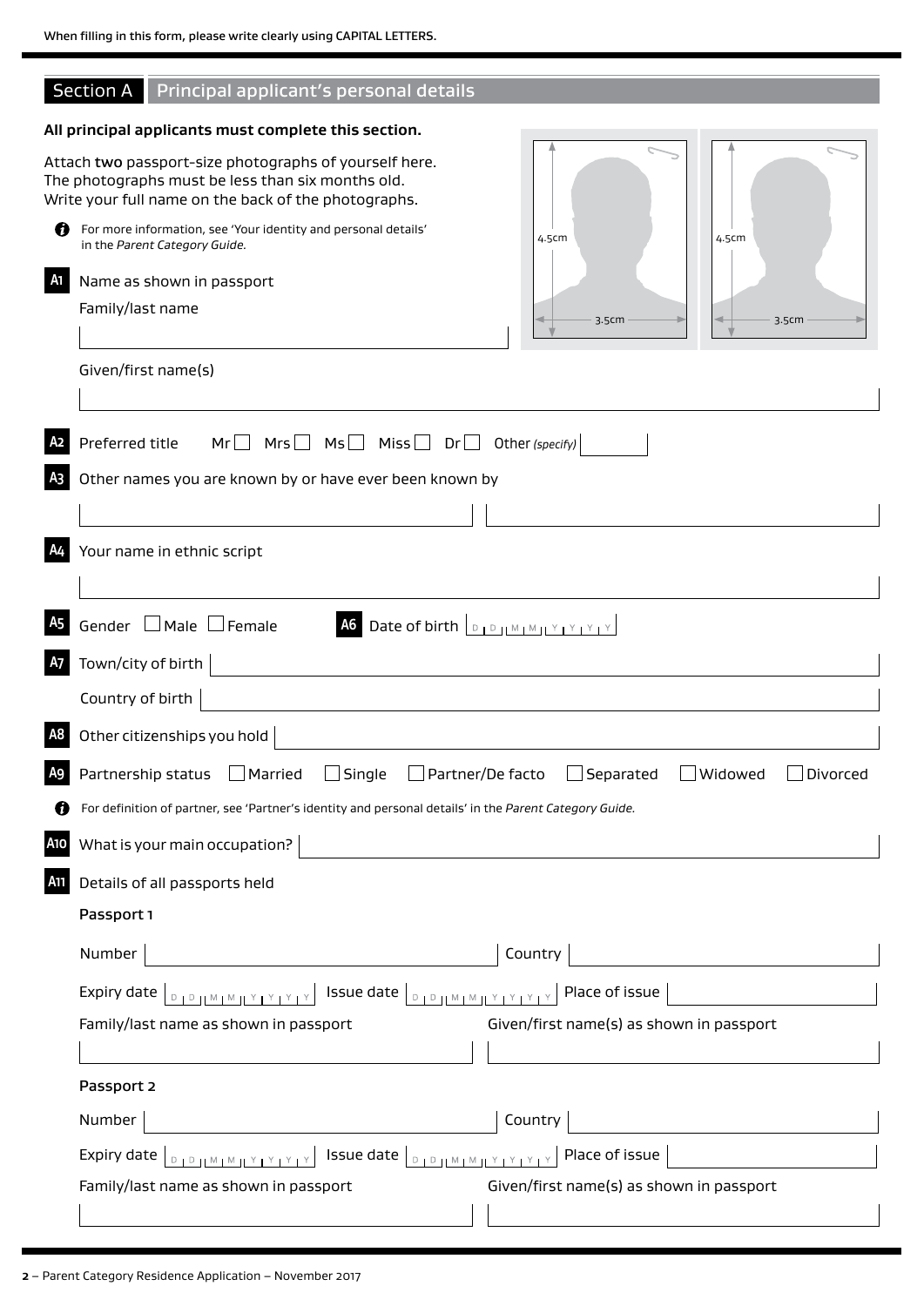When filling in this form, please write clearly using CAPITAL LETTERS.

## Section A Principal applicant's personal details

**All principal applicants must complete this section.**

Attach **two** passport-size photographs of yourself here. The photographs must be less than six months old. Write your full name on the back of the photographs.

4.5cm
3.5cm

4.5cm
3.5cm

For more information, see 'Your identity and personal details' in the *Parent Category Guide.*

**A1** Name as shown in passport

Family/last name

Given/first name(s)

**A2** Preferred title Mr ☐ Mrs ☐ Ms ☐ Miss ☐ Dr ☐ Other *(specify)*

**A3** Other names you are known by or have ever been known by

**A4** Your name in ethnic script

**A5** Gender ☐ Male ☐ Female **A6** Date of birth D D M M Y Y Y Y

**A7** Town/city of birth

Country of birth

**A8** Other citizenships you hold

**A9** Partnership status ☐ Married ☐ Single ☐ Partner/De facto ☐ Separated ☐ Widowed ☐ Divorced

For definition of partner, see 'Partner's identity and personal details' in the *Parent Category Guide.*

**A10** What is your main occupation?

**A11** Details of all passports held

Passport 1

Number Country

Expiry date D D M M Y Y Y Y Issue date D D M M Y Y Y Y Place of issue

Family/last name as shown in passport Given/first name(s) as shown in passport

Passport 2

Number Country

Expiry date D D M M Y Y Y Y Issue date D D M M Y Y Y Y Place of issue

Family/last name as shown in passport Given/first name(s) as shown in passport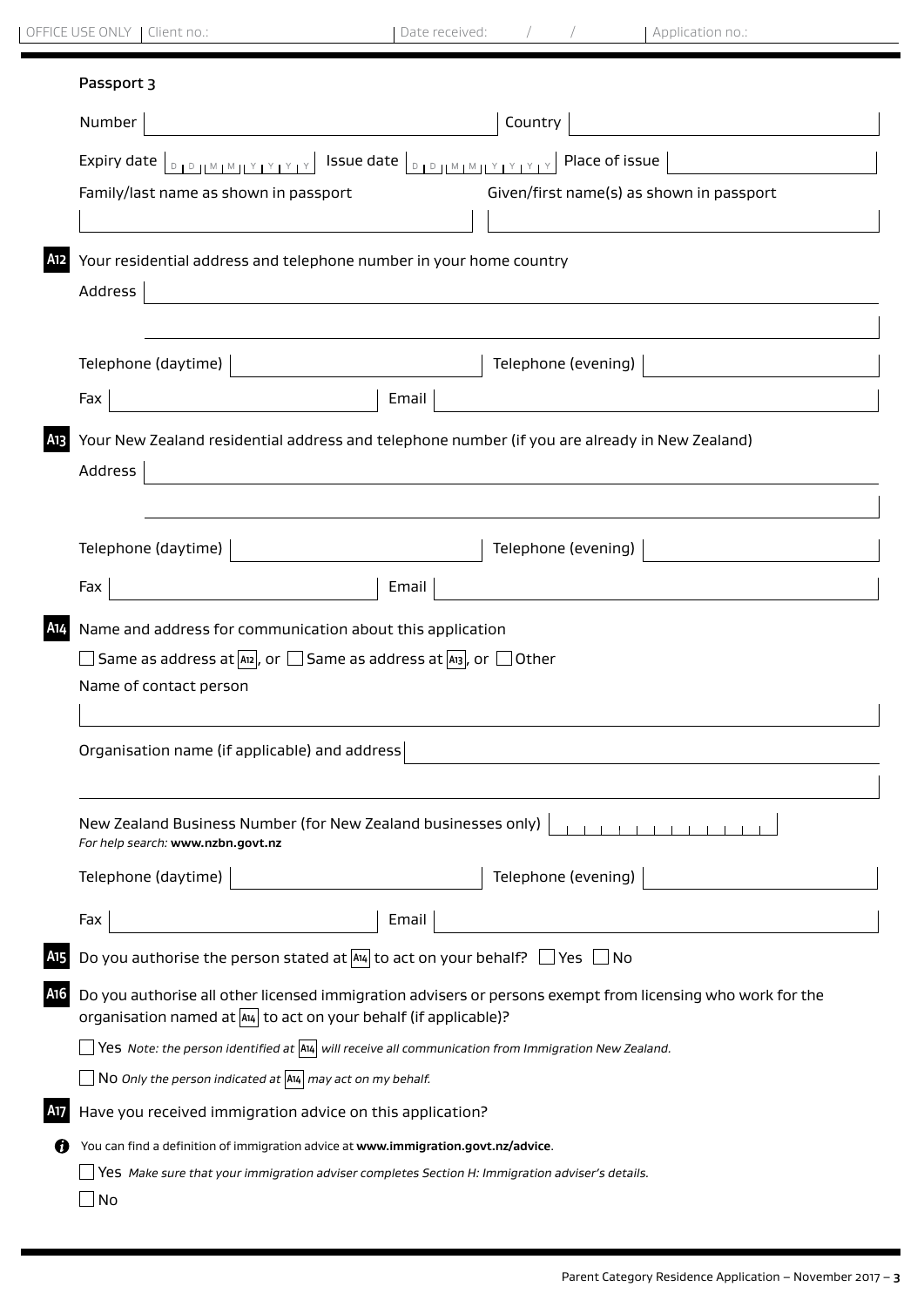OFFICE USE ONLY | Client no.: | Date received: / / | Application no.:

Passport 3

Number | Country

Expiry date DD MM YYYY Issue date DD MM YYYY Place of issue

Family/last name as shown in passport | Given/first name(s) as shown in passport

**A12** Your residential address and telephone number in your home country

Address

Telephone (daytime) | Telephone (evening)

Fax | Email

**A13** Your New Zealand residential address and telephone number (if you are already in New Zealand)

Address

Telephone (daytime) | Telephone (evening)

Fax | Email

**A14** Name and address for communication about this application

☐ Same as address at A12, or ☐ Same as address at A13, or ☐ Other

Name of contact person

Organisation name (if applicable) and address

New Zealand Business Number (for New Zealand businesses only)
*For help search:* **www.nzbn.govt.nz**

Telephone (daytime) | Telephone (evening)

Fax | Email

**A15** Do you authorise the person stated at A14 to act on your behalf? ☐ Yes ☐ No

**A16** Do you authorise all other licensed immigration advisers or persons exempt from licensing who work for the organisation named at A14 to act on your behalf (if applicable)?

☐ Yes *Note: the person identified at A14 will receive all communication from Immigration New Zealand.*

☐ No *Only the person indicated at A14 may act on my behalf.*

**A17** Have you received immigration advice on this application?

You can find a definition of immigration advice at **www.immigration.govt.nz/advice**.

☐ Yes *Make sure that your immigration adviser completes Section H: Immigration adviser's details.*

☐ No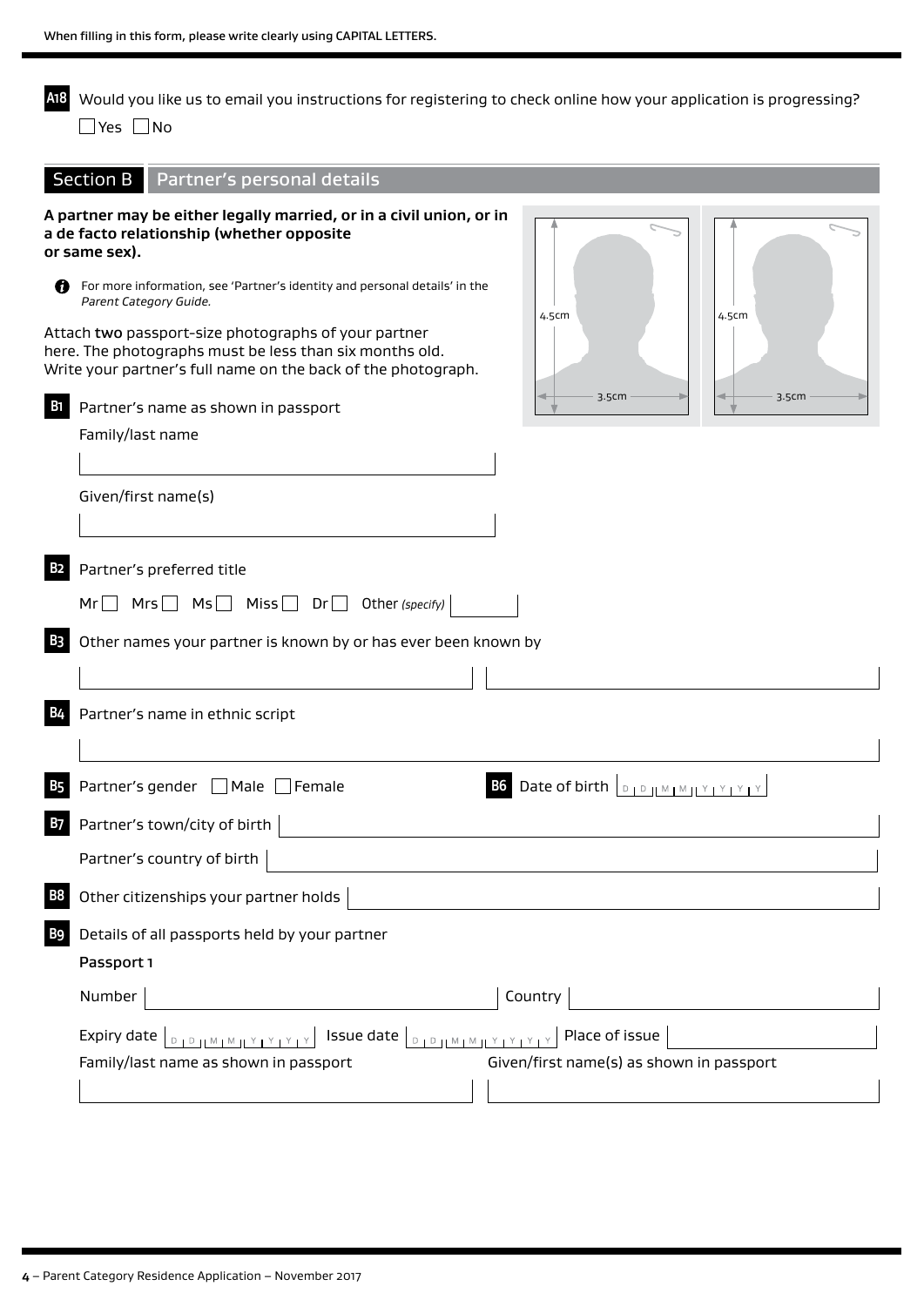When filling in this form, please write clearly using CAPITAL LETTERS.

**A18** Would you like us to email you instructions for registering to check online how your application is progressing?

☐ Yes ☐ No

## Section B Partner's personal details

**A partner may be either legally married, or in a civil union, or in a de facto relationship (whether opposite or same sex).**

For more information, see 'Partner's identity and personal details' in the *Parent Category Guide.*

Attach **two** passport-size photographs of your partner here. The photographs must be less than six months old. Write your partner's full name on the back of the photograph.

4.5cm × 3.5cm | 4.5cm × 3.5cm

**B1** Partner's name as shown in passport

Family/last name

Given/first name(s)

**B2** Partner's preferred title

Mr ☐ Mrs ☐ Ms ☐ Miss ☐ Dr ☐ Other *(specify)*

**B3** Other names your partner is known by or has ever been known by

**B4** Partner's name in ethnic script

**B5** Partner's gender ☐ Male ☐ Female

**B6** Date of birth D D M M Y Y Y Y

**B7** Partner's town/city of birth

Partner's country of birth

**B8** Other citizenships your partner holds

**B9** Details of all passports held by your partner

Passport 1

Number | Country

Expiry date D D M M Y Y Y Y | Issue date D D M M Y Y Y Y | Place of issue

Family/last name as shown in passport | Given/first name(s) as shown in passport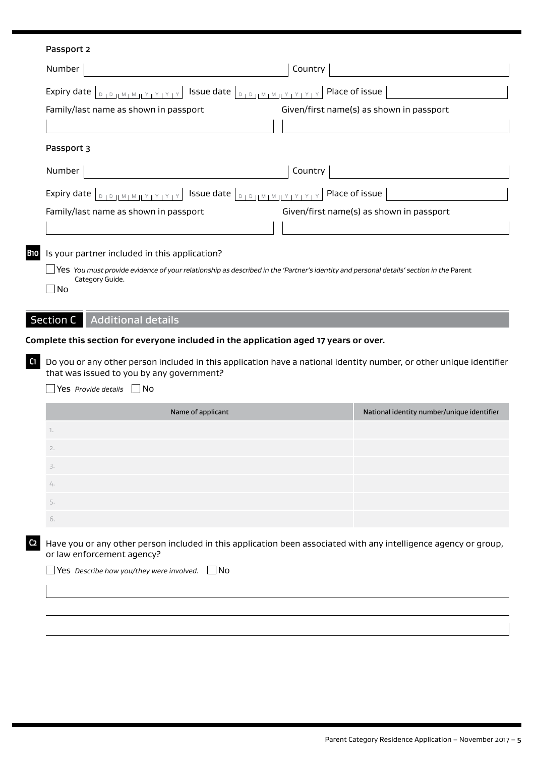### Passport 2

Number | Country

Expiry date DD MM YYYY Issue date DD MM YYYY Place of issue

Family/last name as shown in passport | Given/first name(s) as shown in passport

### Passport 3

Number | Country

Expiry date DD MM YYYY Issue date DD MM YYYY Place of issue

Family/last name as shown in passport | Given/first name(s) as shown in passport

**B10** Is your partner included in this application?

☐ Yes *You must provide evidence of your relationship as described in the 'Partner's identity and personal details' section in the* Parent Category Guide.

☐ No

## Section C Additional details

**Complete this section for everyone included in the application aged 17 years or over.**

**C1** Do you or any other person included in this application have a national identity number, or other unique identifier that was issued to you by any government?

☐ Yes *Provide details* ☐ No

| Name of applicant | National identity number/unique identifier |
|---|---|
| 1. | |
| 2. | |
| 3. | |
| 4. | |
| 5. | |
| 6. | |

**C2** Have you or any other person included in this application been associated with any intelligence agency or group, or law enforcement agency?

☐ Yes *Describe how you/they were involved.* ☐ No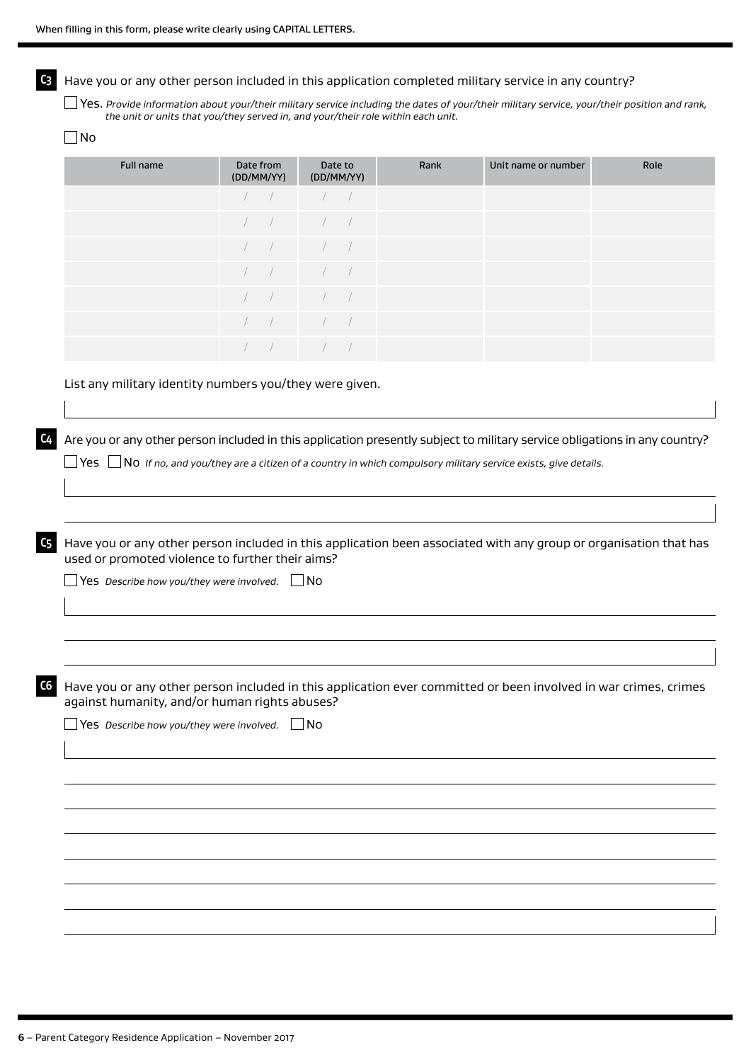When filling in this form, please write clearly using CAPITAL LETTERS.

**C3** Have you or any other person included in this application completed military service in any country?

☐ Yes. *Provide information about your/their military service including the dates of your/their military service, your/their position and rank, the unit or units that you/they served in, and your/their role within each unit.*

☐ No

| Full name | Date from (DD/MM/YY) | Date to (DD/MM/YY) | Rank | Unit name or number | Role |
|---|---|---|---|---|---|
| | / / | / / | | | |
| | / / | / / | | | |
| | / / | / / | | | |
| | / / | / / | | | |
| | / / | / / | | | |
| | / / | / / | | | |
| | / / | / / | | | |

List any military identity numbers you/they were given.

**C4** Are you or any other person included in this application presently subject to military service obligations in any country?

☐ Yes ☐ No *If no, and you/they are a citizen of a country in which compulsory military service exists, give details.*

**C5** Have you or any other person included in this application been associated with any group or organisation that has used or promoted violence to further their aims?

☐ Yes *Describe how you/they were involved.* ☐ No

**C6** Have you or any other person included in this application ever committed or been involved in war crimes, crimes against humanity, and/or human rights abuses?

☐ Yes *Describe how you/they were involved.* ☐ No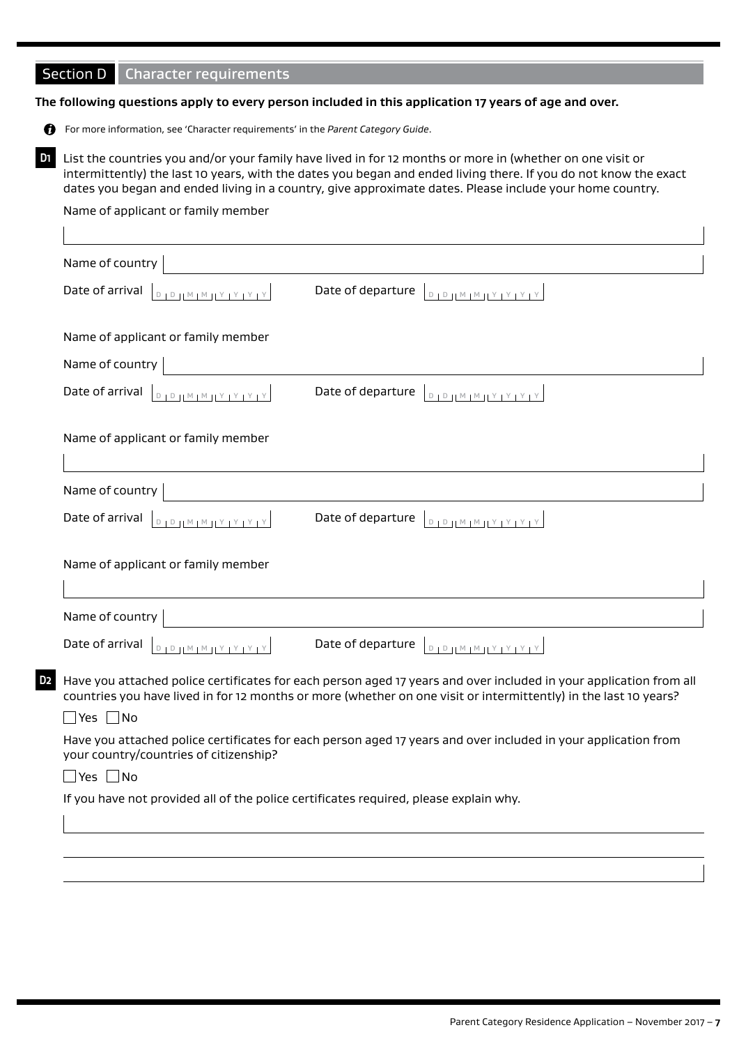## Section D Character requirements

**The following questions apply to every person included in this application 17 years of age and over.**

For more information, see 'Character requirements' in the *Parent Category Guide*.

**D1** List the countries you and/or your family have lived in for 12 months or more in (whether on one visit or intermittently) the last 10 years, with the dates you began and ended living there. If you do not know the exact dates you began and ended living in a country, give approximate dates. Please include your home country.

Name of applicant or family member

Name of country

Date of arrival DD MM YYYY Date of departure DD MM YYYY

Name of applicant or family member

Name of country

Date of arrival DD MM YYYY Date of departure DD MM YYYY

Name of applicant or family member

Name of country

Date of arrival DD MM YYYY Date of departure DD MM YYYY

Name of applicant or family member

Name of country

Date of arrival DD MM YYYY Date of departure DD MM YYYY

**D2** Have you attached police certificates for each person aged 17 years and over included in your application from all countries you have lived in for 12 months or more (whether on one visit or intermittently) in the last 10 years?

☐ Yes ☐ No

Have you attached police certificates for each person aged 17 years and over included in your application from your country/countries of citizenship?

☐ Yes ☐ No

If you have not provided all of the police certificates required, please explain why.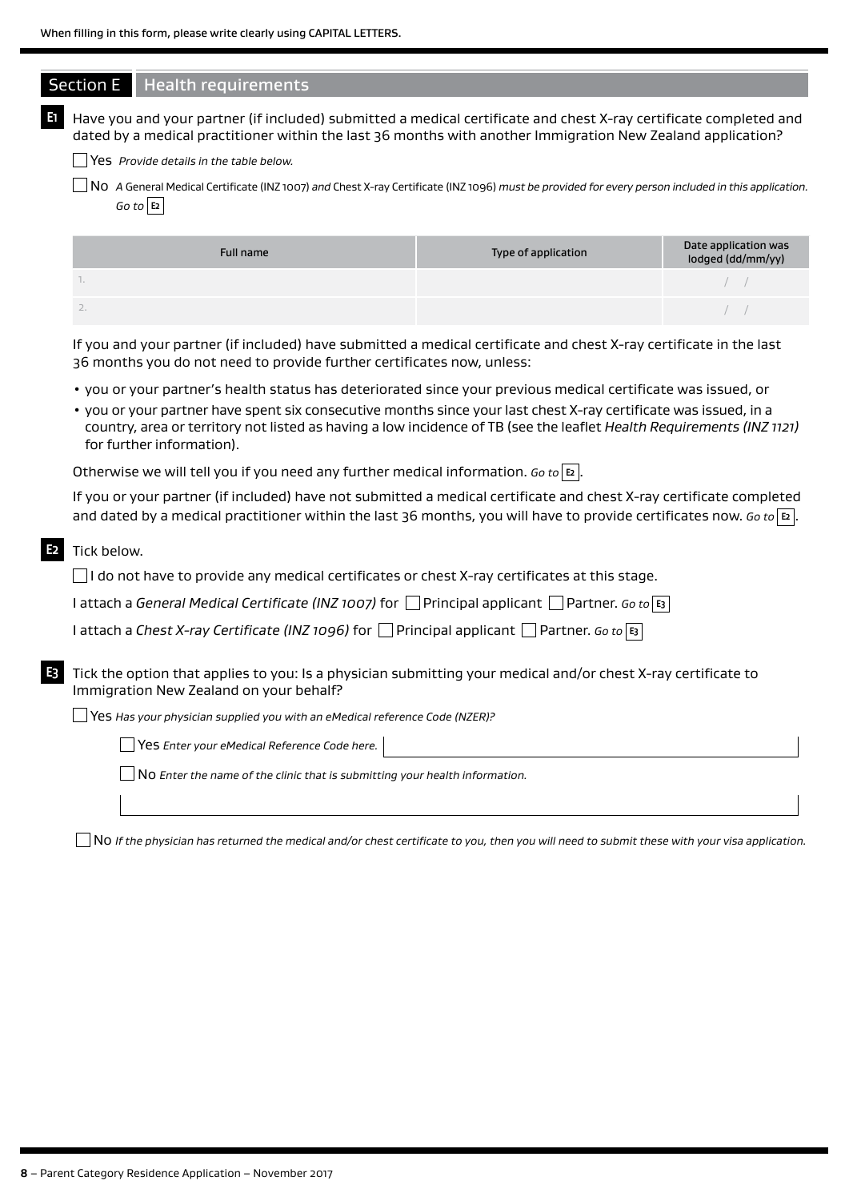When filling in this form, please write clearly using CAPITAL LETTERS.

## Section E Health requirements

**E1** Have you and your partner (if included) submitted a medical certificate and chest X-ray certificate completed and dated by a medical practitioner within the last 36 months with another Immigration New Zealand application?

☐ Yes *Provide details in the table below.*

☐ No *A* General Medical Certificate (INZ 1007) *and* Chest X-ray Certificate (INZ 1096) *must be provided for every person included in this application. Go to* **E2**

| Full name | Type of application | Date application was lodged (dd/mm/yy) |
|---|---|---|
| 1. | | / / |
| 2. | | / / |

If you and your partner (if included) have submitted a medical certificate and chest X-ray certificate in the last 36 months you do not need to provide further certificates now, unless:

- you or your partner's health status has deteriorated since your previous medical certificate was issued, or
- you or your partner have spent six consecutive months since your last chest X-ray certificate was issued, in a country, area or territory not listed as having a low incidence of TB (see the leaflet *Health Requirements (INZ 1121)* for further information).

Otherwise we will tell you if you need any further medical information. *Go to* **E2**.

If you or your partner (if included) have not submitted a medical certificate and chest X-ray certificate completed and dated by a medical practitioner within the last 36 months, you will have to provide certificates now. *Go to* **E2**.

**E2** Tick below.

☐ I do not have to provide any medical certificates or chest X-ray certificates at this stage.

I attach a *General Medical Certificate (INZ 1007)* for ☐ Principal applicant ☐ Partner. *Go to* **E3**

I attach a *Chest X-ray Certificate (INZ 1096)* for ☐ Principal applicant ☐ Partner. *Go to* **E3**

**E3** Tick the option that applies to you: Is a physician submitting your medical and/or chest X-ray certificate to Immigration New Zealand on your behalf?

☐ Yes *Has your physician supplied you with an eMedical reference Code (NZER)?*

☐ Yes *Enter your eMedical Reference Code here.* ____________________

☐ No *Enter the name of the clinic that is submitting your health information.*

____________________

☐ No *If the physician has returned the medical and/or chest certificate to you, then you will need to submit these with your visa application.*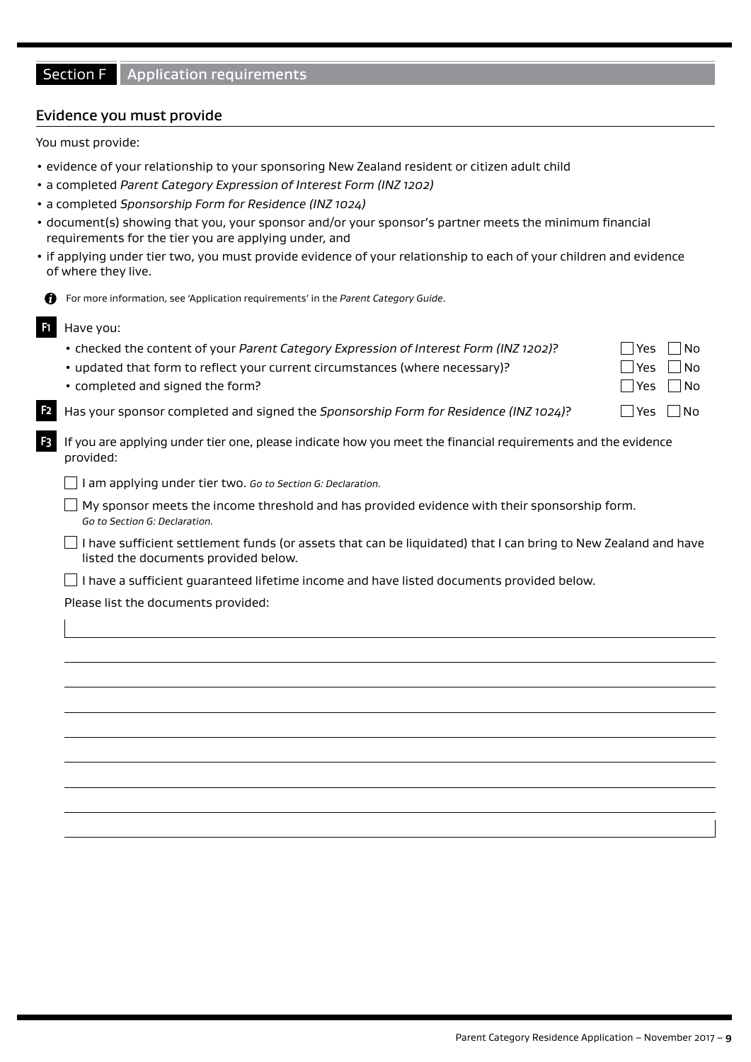## Section F Application requirements

### Evidence you must provide

You must provide:

- evidence of your relationship to your sponsoring New Zealand resident or citizen adult child
- a completed *Parent Category Expression of Interest Form (INZ 1202)*
- a completed *Sponsorship Form for Residence (INZ 1024)*
- document(s) showing that you, your sponsor and/or your sponsor's partner meets the minimum financial requirements for the tier you are applying under, and
- if applying under tier two, you must provide evidence of your relationship to each of your children and evidence of where they live.

For more information, see 'Application requirements' in the *Parent Category Guide*.

**F1** Have you:

- checked the content of your *Parent Category Expression of Interest Form (INZ 1202)*? ☐ Yes ☐ No
- updated that form to reflect your current circumstances (where necessary)? ☐ Yes ☐ No
- completed and signed the form? ☐ Yes ☐ No

**F2** Has your sponsor completed and signed the *Sponsorship Form for Residence (INZ 1024)*? ☐ Yes ☐ No

**F3** If you are applying under tier one, please indicate how you meet the financial requirements and the evidence provided:

☐ I am applying under tier two. *Go to Section G: Declaration.*

☐ My sponsor meets the income threshold and has provided evidence with their sponsorship form. *Go to Section G: Declaration.*

☐ I have sufficient settlement funds (or assets that can be liquidated) that I can bring to New Zealand and have listed the documents provided below.

☐ I have a sufficient guaranteed lifetime income and have listed documents provided below.

Please list the documents provided:

\_\_\_\_\_\_\_\_\_\_\_\_\_\_\_\_\_\_\_\_\_\_\_\_\_\_\_\_\_\_\_\_\_\_\_\_\_\_\_\_

\_\_\_\_\_\_\_\_\_\_\_\_\_\_\_\_\_\_\_\_\_\_\_\_\_\_\_\_\_\_\_\_\_\_\_\_\_\_\_\_

\_\_\_\_\_\_\_\_\_\_\_\_\_\_\_\_\_\_\_\_\_\_\_\_\_\_\_\_\_\_\_\_\_\_\_\_\_\_\_\_

\_\_\_\_\_\_\_\_\_\_\_\_\_\_\_\_\_\_\_\_\_\_\_\_\_\_\_\_\_\_\_\_\_\_\_\_\_\_\_\_

\_\_\_\_\_\_\_\_\_\_\_\_\_\_\_\_\_\_\_\_\_\_\_\_\_\_\_\_\_\_\_\_\_\_\_\_\_\_\_\_

\_\_\_\_\_\_\_\_\_\_\_\_\_\_\_\_\_\_\_\_\_\_\_\_\_\_\_\_\_\_\_\_\_\_\_\_\_\_\_\_

\_\_\_\_\_\_\_\_\_\_\_\_\_\_\_\_\_\_\_\_\_\_\_\_\_\_\_\_\_\_\_\_\_\_\_\_\_\_\_\_

\_\_\_\_\_\_\_\_\_\_\_\_\_\_\_\_\_\_\_\_\_\_\_\_\_\_\_\_\_\_\_\_\_\_\_\_\_\_\_\_

\_\_\_\_\_\_\_\_\_\_\_\_\_\_\_\_\_\_\_\_\_\_\_\_\_\_\_\_\_\_\_\_\_\_\_\_\_\_\_\_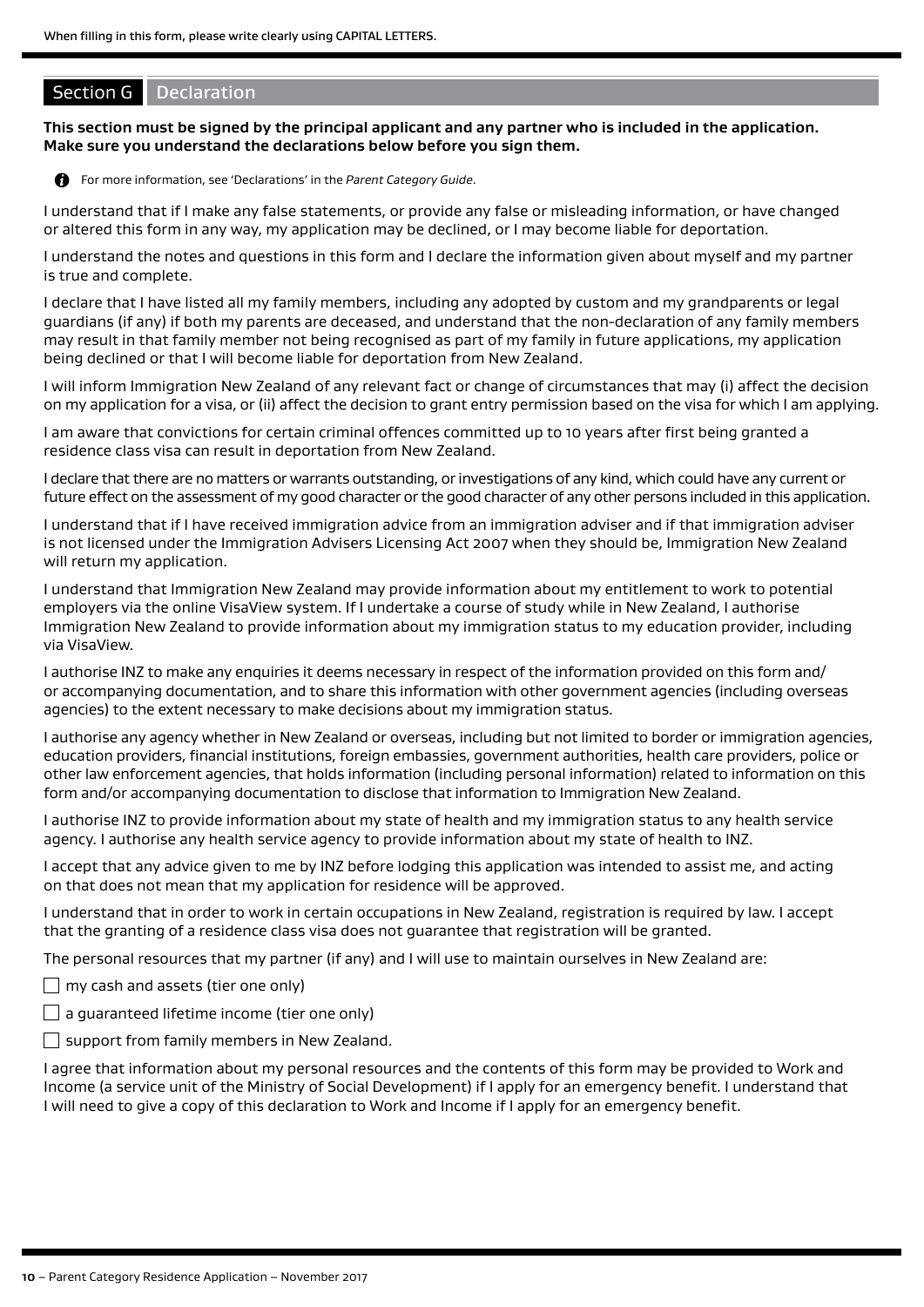When filling in this form, please write clearly using CAPITAL LETTERS.

## Section G Declaration

**This section must be signed by the principal applicant and any partner who is included in the application. Make sure you understand the declarations below before you sign them.**

For more information, see 'Declarations' in the *Parent Category Guide*.

I understand that if I make any false statements, or provide any false or misleading information, or have changed or altered this form in any way, my application may be declined, or I may become liable for deportation.

I understand the notes and questions in this form and I declare the information given about myself and my partner is true and complete.

I declare that I have listed all my family members, including any adopted by custom and my grandparents or legal guardians (if any) if both my parents are deceased, and understand that the non-declaration of any family members may result in that family member not being recognised as part of my family in future applications, my application being declined or that I will become liable for deportation from New Zealand.

I will inform Immigration New Zealand of any relevant fact or change of circumstances that may (i) affect the decision on my application for a visa, or (ii) affect the decision to grant entry permission based on the visa for which I am applying.

I am aware that convictions for certain criminal offences committed up to 10 years after first being granted a residence class visa can result in deportation from New Zealand.

I declare that there are no matters or warrants outstanding, or investigations of any kind, which could have any current or future effect on the assessment of my good character or the good character of any other persons included in this application.

I understand that if I have received immigration advice from an immigration adviser and if that immigration adviser is not licensed under the Immigration Advisers Licensing Act 2007 when they should be, Immigration New Zealand will return my application.

I understand that Immigration New Zealand may provide information about my entitlement to work to potential employers via the online VisaView system. If I undertake a course of study while in New Zealand, I authorise Immigration New Zealand to provide information about my immigration status to my education provider, including via VisaView.

I authorise INZ to make any enquiries it deems necessary in respect of the information provided on this form and/or accompanying documentation, and to share this information with other government agencies (including overseas agencies) to the extent necessary to make decisions about my immigration status.

I authorise any agency whether in New Zealand or overseas, including but not limited to border or immigration agencies, education providers, financial institutions, foreign embassies, government authorities, health care providers, police or other law enforcement agencies, that holds information (including personal information) related to information on this form and/or accompanying documentation to disclose that information to Immigration New Zealand.

I authorise INZ to provide information about my state of health and my immigration status to any health service agency. I authorise any health service agency to provide information about my state of health to INZ.

I accept that any advice given to me by INZ before lodging this application was intended to assist me, and acting on that does not mean that my application for residence will be approved.

I understand that in order to work in certain occupations in New Zealand, registration is required by law. I accept that the granting of a residence class visa does not guarantee that registration will be granted.

The personal resources that my partner (if any) and I will use to maintain ourselves in New Zealand are:

- ☐ my cash and assets (tier one only)
- ☐ a guaranteed lifetime income (tier one only)
- ☐ support from family members in New Zealand.

I agree that information about my personal resources and the contents of this form may be provided to Work and Income (a service unit of the Ministry of Social Development) if I apply for an emergency benefit. I understand that I will need to give a copy of this declaration to Work and Income if I apply for an emergency benefit.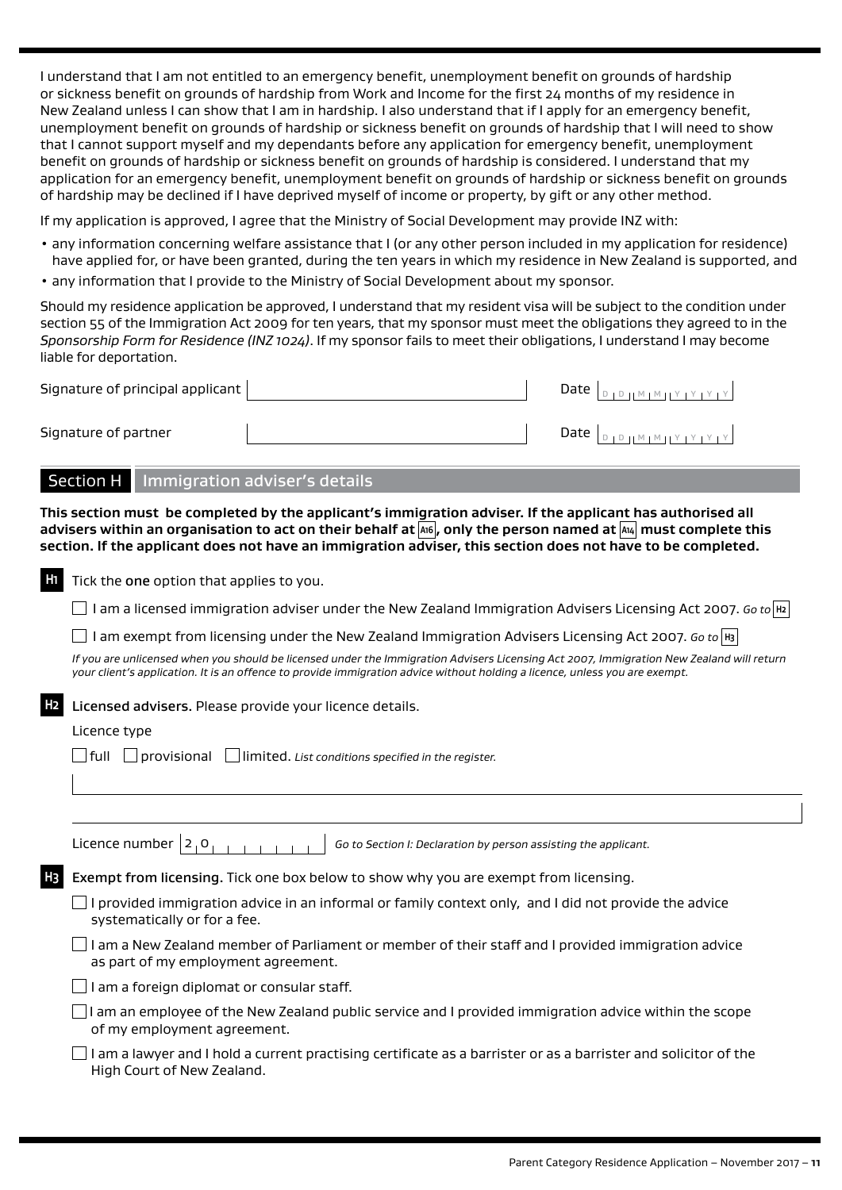I understand that I am not entitled to an emergency benefit, unemployment benefit on grounds of hardship or sickness benefit on grounds of hardship from Work and Income for the first 24 months of my residence in New Zealand unless I can show that I am in hardship. I also understand that if I apply for an emergency benefit, unemployment benefit on grounds of hardship or sickness benefit on grounds of hardship that I will need to show that I cannot support myself and my dependants before any application for emergency benefit, unemployment benefit on grounds of hardship or sickness benefit on grounds of hardship is considered. I understand that my application for an emergency benefit, unemployment benefit on grounds of hardship or sickness benefit on grounds of hardship may be declined if I have deprived myself of income or property, by gift or any other method.

If my application is approved, I agree that the Ministry of Social Development may provide INZ with:

- any information concerning welfare assistance that I (or any other person included in my application for residence) have applied for, or have been granted, during the ten years in which my residence in New Zealand is supported, and
- any information that I provide to the Ministry of Social Development about my sponsor.

Should my residence application be approved, I understand that my resident visa will be subject to the condition under section 55 of the Immigration Act 2009 for ten years, that my sponsor must meet the obligations they agreed to in the *Sponsorship Form for Residence (INZ 1024)*. If my sponsor fails to meet their obligations, I understand I may become liable for deportation.

Signature of principal applicant ______________________ Date DD MM YYYY

Signature of partner ______________________ Date DD MM YYYY

## Section H Immigration adviser's details

**This section must be completed by the applicant's immigration adviser. If the applicant has authorised all advisers within an organisation to act on their behalf at A16, only the person named at A14 must complete this section. If the applicant does not have an immigration adviser, this section does not have to be completed.**

**H1** Tick the **one** option that applies to you.

☐ I am a licensed immigration adviser under the New Zealand Immigration Advisers Licensing Act 2007. *Go to* H2

☐ I am exempt from licensing under the New Zealand Immigration Advisers Licensing Act 2007. *Go to* H3

*If you are unlicensed when you should be licensed under the Immigration Advisers Licensing Act 2007, Immigration New Zealand will return your client's application. It is an offence to provide immigration advice without holding a licence, unless you are exempt.*

**H2** **Licensed advisers.** Please provide your licence details.

Licence type

☐ full ☐ provisional ☐ limited. *List conditions specified in the register.*

______________________

______________________

Licence number 2 0 _ _ _ _ _ _ _ _ *Go to Section I: Declaration by person assisting the applicant.*

**H3** **Exempt from licensing.** Tick one box below to show why you are exempt from licensing.

☐ I provided immigration advice in an informal or family context only, and I did not provide the advice systematically or for a fee.

☐ I am a New Zealand member of Parliament or member of their staff and I provided immigration advice as part of my employment agreement.

☐ I am a foreign diplomat or consular staff.

☐ I am an employee of the New Zealand public service and I provided immigration advice within the scope of my employment agreement.

☐ I am a lawyer and I hold a current practising certificate as a barrister or as a barrister and solicitor of the High Court of New Zealand.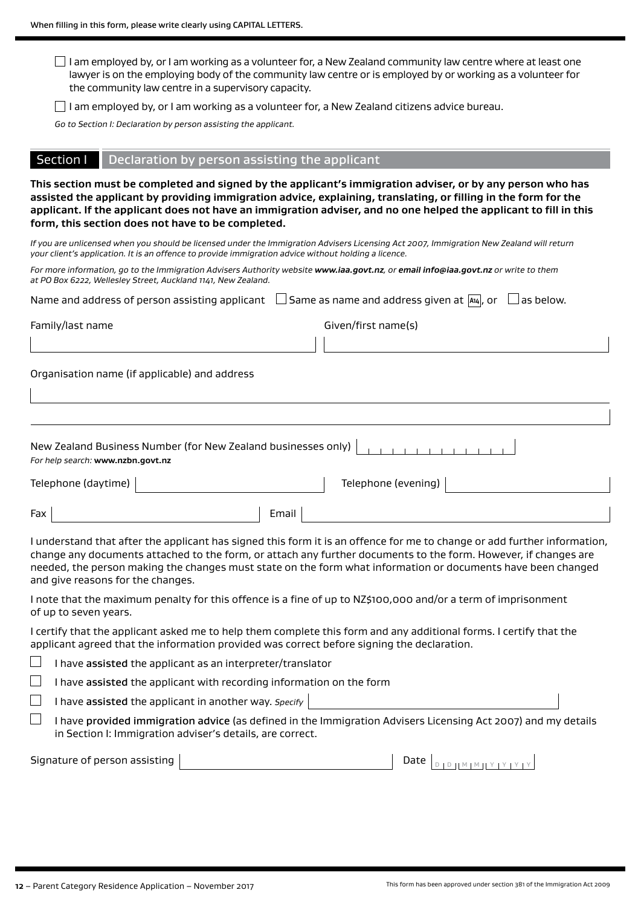When filling in this form, please write clearly using CAPITAL LETTERS.

☐ I am employed by, or I am working as a volunteer for, a New Zealand community law centre where at least one lawyer is on the employing body of the community law centre or is employed by or working as a volunteer for the community law centre in a supervisory capacity.

☐ I am employed by, or I am working as a volunteer for, a New Zealand citizens advice bureau.

*Go to Section I: Declaration by person assisting the applicant.*

## Section I Declaration by person assisting the applicant

**This section must be completed and signed by the applicant's immigration adviser, or by any person who has assisted the applicant by providing immigration advice, explaining, translating, or filling in the form for the applicant. If the applicant does not have an immigration adviser, and no one helped the applicant to fill in this form, this section does not have to be completed.**

*If you are unlicensed when you should be licensed under the Immigration Advisers Licensing Act 2007, Immigration New Zealand will return your client's application. It is an offence to provide immigration advice without holding a licence.*

*For more information, go to the Immigration Advisers Authority website **www.iaa.govt.nz**, or **email info@iaa.govt.nz** or write to them at PO Box 6222, Wellesley Street, Auckland 1141, New Zealand.*

Name and address of person assisting applicant ☐ Same as name and address given at A14, or ☐ as below.

Family/last name

Given/first name(s)

Organisation name (if applicable) and address

New Zealand Business Number (for New Zealand businesses only)

*For help search:* **www.nzbn.govt.nz**

Telephone (daytime)

Telephone (evening)

Fax

Email

I understand that after the applicant has signed this form it is an offence for me to change or add further information, change any documents attached to the form, or attach any further documents to the form. However, if changes are needed, the person making the changes must state on the form what information or documents have been changed and give reasons for the changes.

I note that the maximum penalty for this offence is a fine of up to NZ$100,000 and/or a term of imprisonment of up to seven years.

I certify that the applicant asked me to help them complete this form and any additional forms. I certify that the applicant agreed that the information provided was correct before signing the declaration.

☐ I have **assisted** the applicant as an interpreter/translator

☐ I have **assisted** the applicant with recording information on the form

☐ I have **assisted** the applicant in another way. *Specify*

☐ I have **provided immigration advice** (as defined in the Immigration Advisers Licensing Act 2007) and my details in Section I: Immigration adviser's details, are correct.

Signature of person assisting

Date D D M M Y Y Y Y

This form has been approved under section 381 of the Immigration Act 2009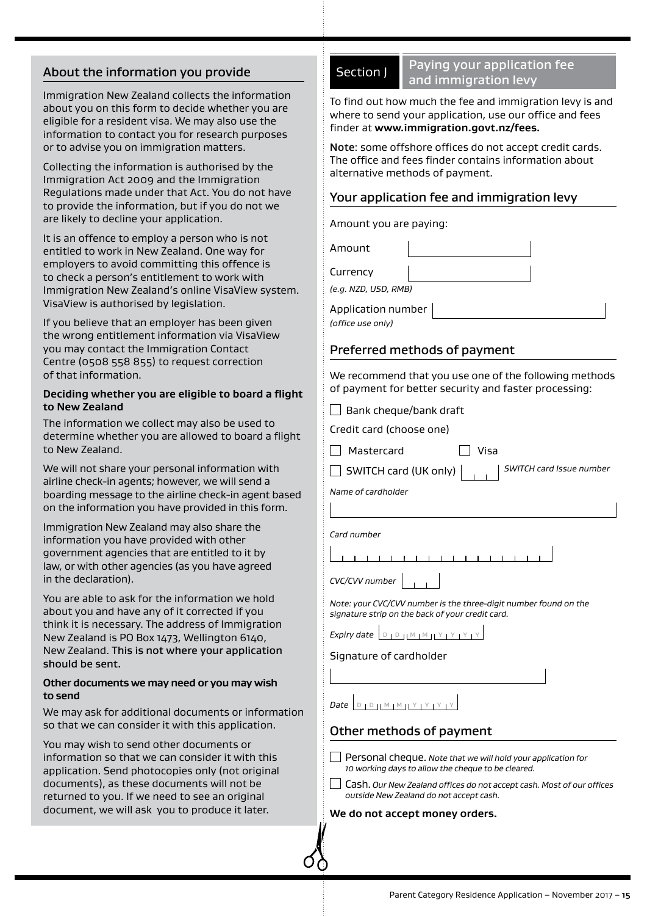## About the information you provide

Immigration New Zealand collects the information about you on this form to decide whether you are eligible for a resident visa. We may also use the information to contact you for research purposes or to advise you on immigration matters.

Collecting the information is authorised by the Immigration Act 2009 and the Immigration Regulations made under that Act. You do not have to provide the information, but if you do not we are likely to decline your application.

It is an offence to employ a person who is not entitled to work in New Zealand. One way for employers to avoid committing this offence is to check a person's entitlement to work with Immigration New Zealand's online VisaView system. VisaView is authorised by legislation.

If you believe that an employer has been given the wrong entitlement information via VisaView you may contact the Immigration Contact Centre (0508 558 855) to request correction of that information.

**Deciding whether you are eligible to board a flight to New Zealand**

The information we collect may also be used to determine whether you are allowed to board a flight to New Zealand.

We will not share your personal information with airline check-in agents; however, we will send a boarding message to the airline check-in agent based on the information you have provided in this form.

Immigration New Zealand may also share the information you have provided with other government agencies that are entitled to it by law, or with other agencies (as you have agreed in the declaration).

You are able to ask for the information we hold about you and have any of it corrected if you think it is necessary. The address of Immigration New Zealand is PO Box 1473, Wellington 6140, New Zealand. **This is not where your application should be sent.**

**Other documents we may need or you may wish to send**

We may ask for additional documents or information so that we can consider it with this application.

You may wish to send other documents or information so that we can consider it with this application. Send photocopies only (not original documents), as these documents will not be returned to you. If we need to see an original document, we will ask you to produce it later.

## Section J — Paying your application fee and immigration levy

To find out how much the fee and immigration levy is and where to send your application, use our office and fees finder at **www.immigration.govt.nz/fees.**

Note: some offshore offices do not accept credit cards. The office and fees finder contains information about alternative methods of payment.

### Your application fee and immigration levy

Amount you are paying:

Amount

Currency
*(e.g. NZD, USD, RMB)*

Application number
*(office use only)*

### Preferred methods of payment

We recommend that you use one of the following methods of payment for better security and faster processing:

☐ Bank cheque/bank draft

Credit card (choose one)

☐ Mastercard ☐ Visa

☐ SWITCH card (UK only) *SWITCH card Issue number*

*Name of cardholder*

*Card number*

*CVC/CVV number*

*Note: your CVC/CVV number is the three-digit number found on the signature strip on the back of your credit card.*

*Expiry date* D D M M Y Y Y Y

Signature of cardholder

*Date* D D M M Y Y Y Y

### Other methods of payment

☐ Personal cheque. *Note that we will hold your application for 10 working days to allow the cheque to be cleared.*

☐ Cash. *Our New Zealand offices do not accept cash. Most of our offices outside New Zealand do not accept cash.*

**We do not accept money orders.**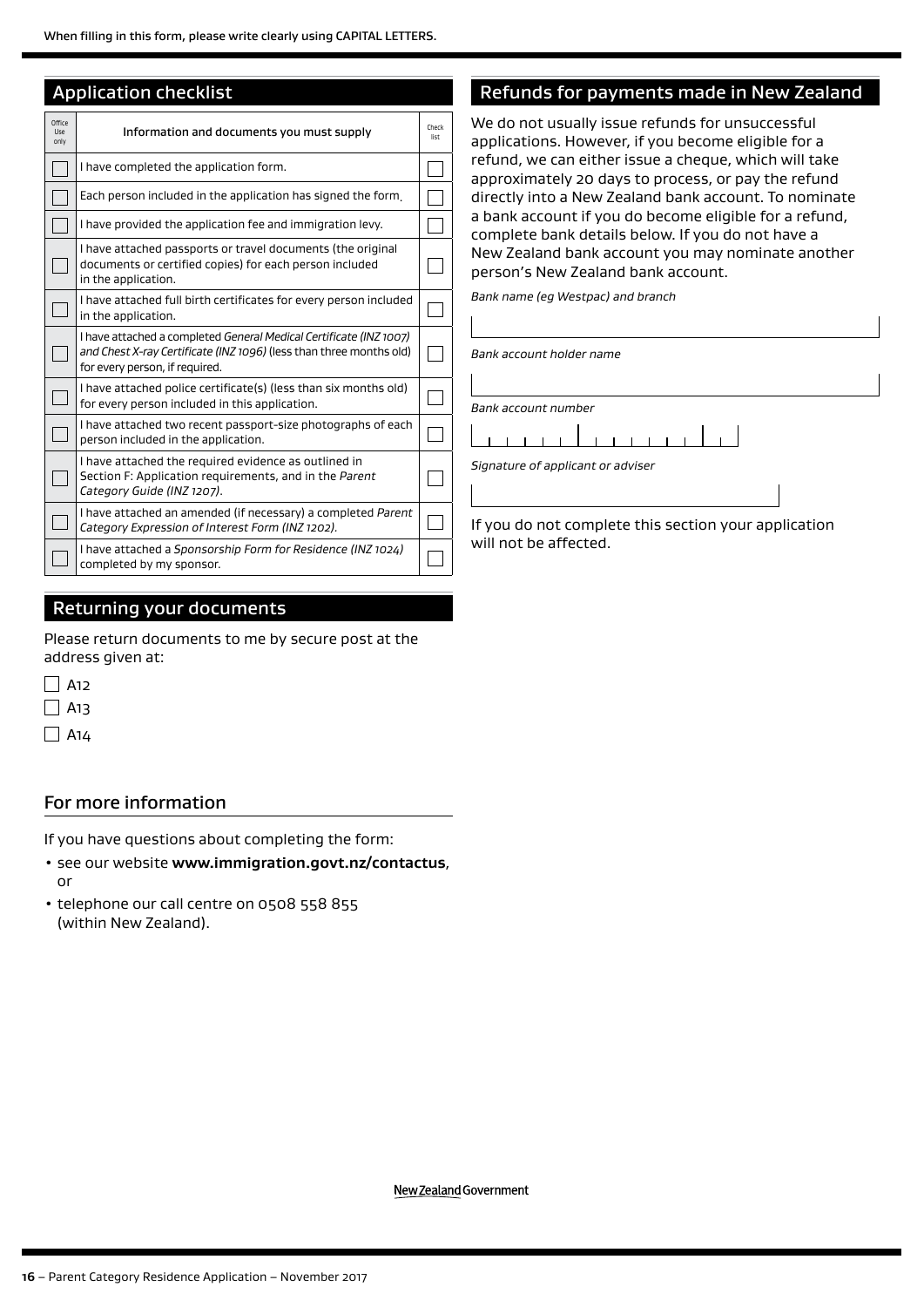When filling in this form, please write clearly using CAPITAL LETTERS.

## Application checklist

| Office Use only | Information and documents you must supply | Check list |
|---|---|---|
| ☐ | I have completed the application form. | ☐ |
| ☐ | Each person included in the application has signed the form. | ☐ |
| ☐ | I have provided the application fee and immigration levy. | ☐ |
| ☐ | I have attached passports or travel documents (the original documents or certified copies) for each person included in the application. | ☐ |
| ☐ | I have attached full birth certificates for every person included in the application. | ☐ |
| ☐ | I have attached a completed *General Medical Certificate (INZ 1007) and Chest X-ray Certificate (INZ 1096)* (less than three months old) for every person, if required. | ☐ |
| ☐ | I have attached police certificate(s) (less than six months old) for every person included in this application. | ☐ |
| ☐ | I have attached two recent passport-size photographs of each person included in the application. | ☐ |
| ☐ | I have attached the required evidence as outlined in Section F: Application requirements, and in the *Parent Category Guide (INZ 1207)*. | ☐ |
| ☐ | I have attached an amended (if necessary) a completed *Parent Category Expression of Interest Form (INZ 1202).* | ☐ |
| ☐ | I have attached a *Sponsorship Form for Residence (INZ 1024)* completed by my sponsor. | ☐ |

## Returning your documents

Please return documents to me by secure post at the address given at:

☐ A12

☐ A13

☐ A14

## For more information

If you have questions about completing the form:

- see our website **www.immigration.govt.nz/contactus**, or
- telephone our call centre on 0508 558 855 (within New Zealand).

## Refunds for payments made in New Zealand

We do not usually issue refunds for unsuccessful applications. However, if you become eligible for a refund, we can either issue a cheque, which will take approximately 20 days to process, or pay the refund directly into a New Zealand bank account. To nominate a bank account if you do become eligible for a refund, complete bank details below. If you do not have a New Zealand bank account you may nominate another person's New Zealand bank account.

*Bank name (eg Westpac) and branch*

*Bank account holder name*

*Bank account number*

*Signature of applicant or adviser*

If you do not complete this section your application will not be affected.

New Zealand Government